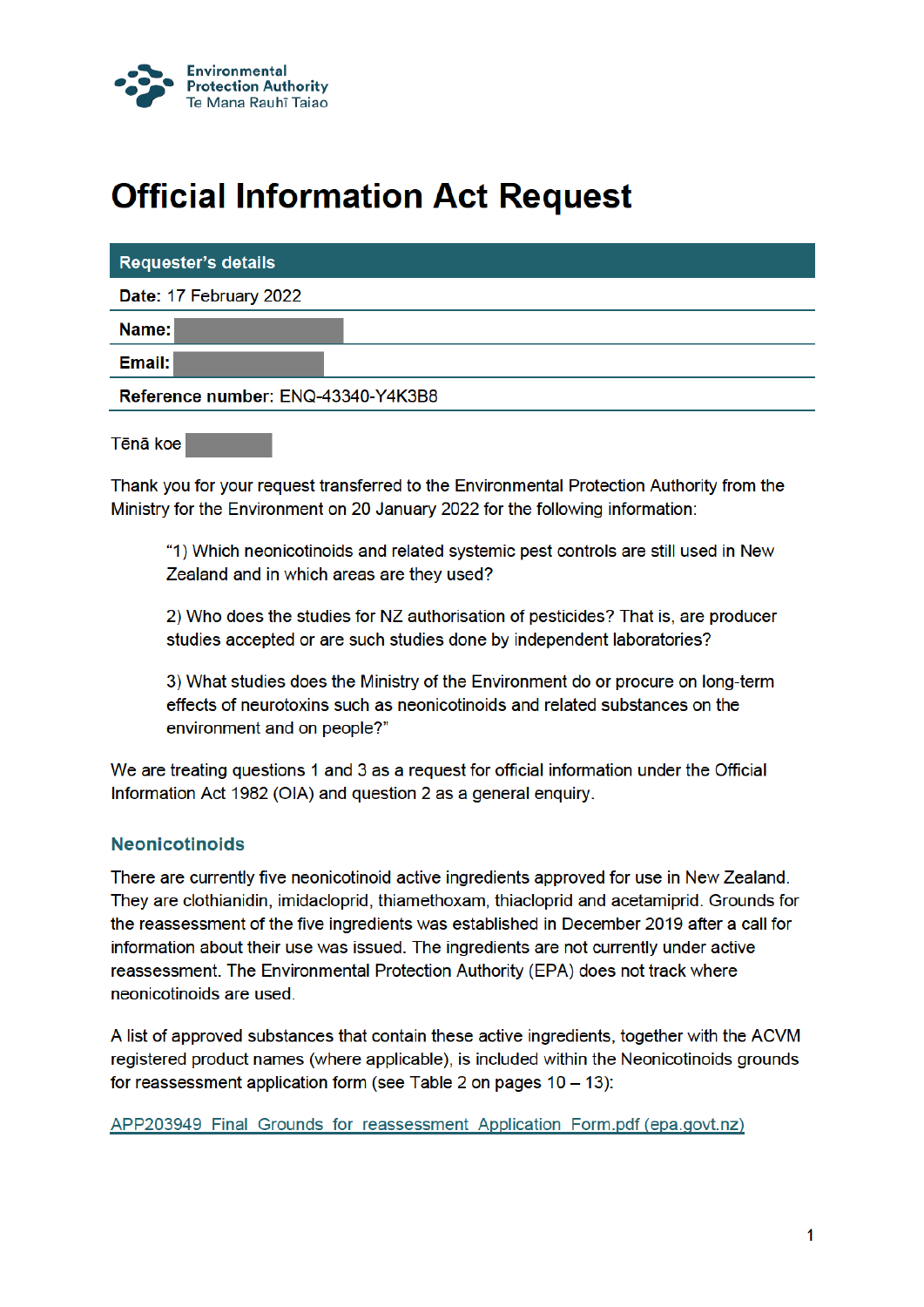Environmental Protection Authority
Te Mana Rauhī Taiao

# Official Information Act Request

| Requester's details |
|---|
| **Date:** 17 February 2022 |
| **Name:** |
| **Email:** |
| **Reference number:** ENQ-43340-Y4K3B8 |

Tēnā koe

Thank you for your request transferred to the Environmental Protection Authority from the Ministry for the Environment on 20 January 2022 for the following information:

> "1) Which neonicotinoids and related systemic pest controls are still used in New Zealand and in which areas are they used?
>
> 2) Who does the studies for NZ authorisation of pesticides? That is, are producer studies accepted or are such studies done by independent laboratories?
>
> 3) What studies does the Ministry of the Environment do or procure on long-term effects of neurotoxins such as neonicotinoids and related substances on the environment and on people?"

We are treating questions 1 and 3 as a request for official information under the Official Information Act 1982 (OIA) and question 2 as a general enquiry.

## Neonicotinoids

There are currently five neonicotinoid active ingredients approved for use in New Zealand. They are clothianidin, imidacloprid, thiamethoxam, thiacloprid and acetamiprid. Grounds for the reassessment of the five ingredients was established in December 2019 after a call for information about their use was issued. The ingredients are not currently under active reassessment. The Environmental Protection Authority (EPA) does not track where neonicotinoids are used.

A list of approved substances that contain these active ingredients, together with the ACVM registered product names (where applicable), is included within the Neonicotinoids grounds for reassessment application form (see Table 2 on pages 10 – 13):

APP203949_Final_Grounds_for_reassessment_Application_Form.pdf (epa.govt.nz)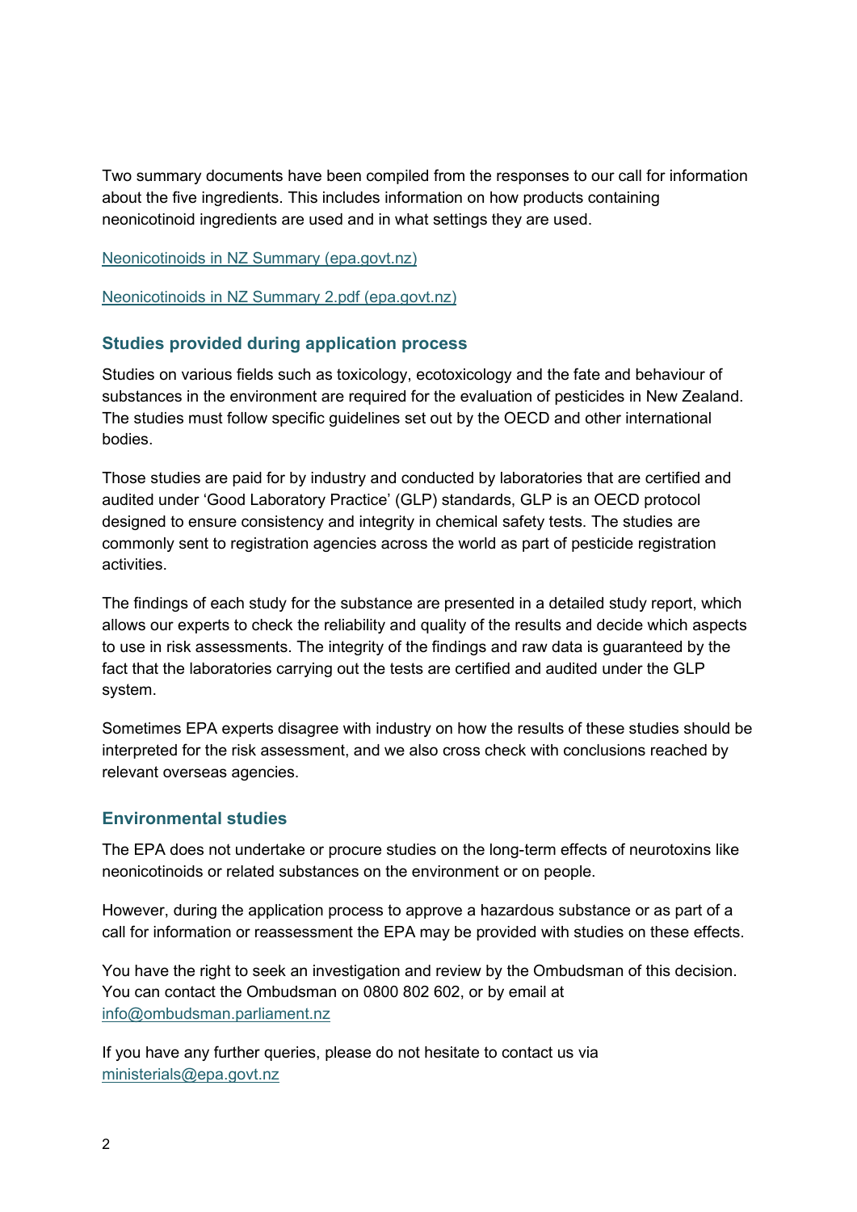Two summary documents have been compiled from the responses to our call for information about the five ingredients. This includes information on how products containing neonicotinoid ingredients are used and in what settings they are used.

[Neonicotinoids in NZ Summary (epa.govt.nz)]

[Neonicotinoids in NZ Summary 2.pdf (epa.govt.nz)]

## Studies provided during application process

Studies on various fields such as toxicology, ecotoxicology and the fate and behaviour of substances in the environment are required for the evaluation of pesticides in New Zealand. The studies must follow specific guidelines set out by the OECD and other international bodies.

Those studies are paid for by industry and conducted by laboratories that are certified and audited under 'Good Laboratory Practice' (GLP) standards, GLP is an OECD protocol designed to ensure consistency and integrity in chemical safety tests. The studies are commonly sent to registration agencies across the world as part of pesticide registration activities.

The findings of each study for the substance are presented in a detailed study report, which allows our experts to check the reliability and quality of the results and decide which aspects to use in risk assessments. The integrity of the findings and raw data is guaranteed by the fact that the laboratories carrying out the tests are certified and audited under the GLP system.

Sometimes EPA experts disagree with industry on how the results of these studies should be interpreted for the risk assessment, and we also cross check with conclusions reached by relevant overseas agencies.

## Environmental studies

The EPA does not undertake or procure studies on the long-term effects of neurotoxins like neonicotinoids or related substances on the environment or on people.

However, during the application process to approve a hazardous substance or as part of a call for information or reassessment the EPA may be provided with studies on these effects.

You have the right to seek an investigation and review by the Ombudsman of this decision. You can contact the Ombudsman on 0800 802 602, or by email at info@ombudsman.parliament.nz

If you have any further queries, please do not hesitate to contact us via ministerials@epa.govt.nz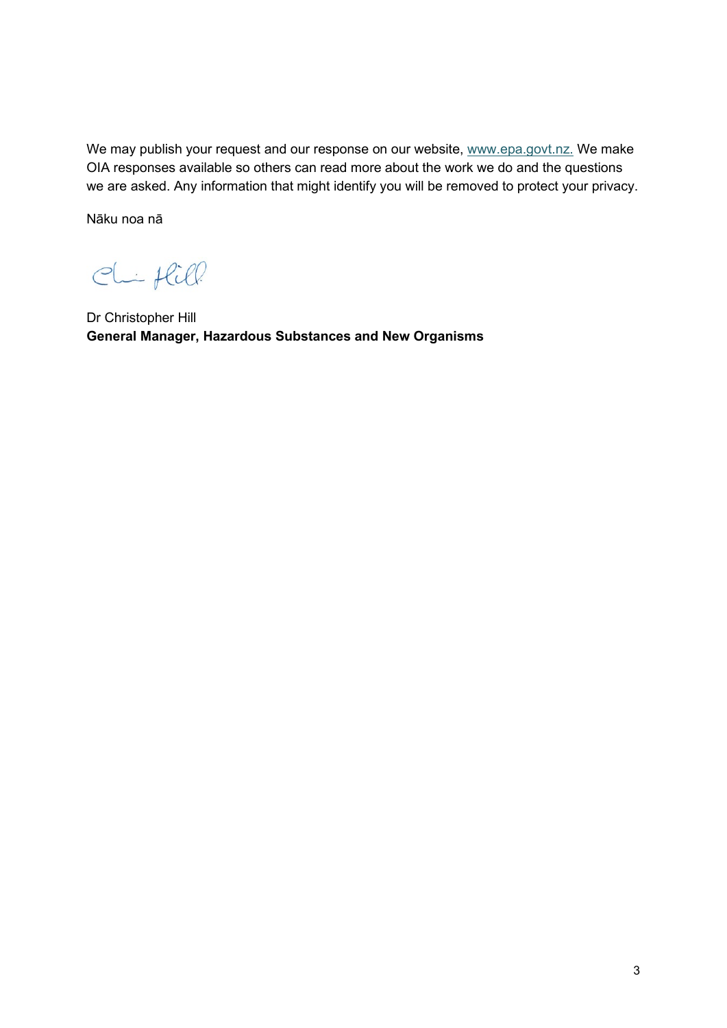We may publish your request and our response on our website, www.epa.govt.nz. We make OIA responses available so others can read more about the work we do and the questions we are asked. Any information that might identify you will be removed to protect your privacy.

Nāku noa nā

Dr Christopher Hill
**General Manager, Hazardous Substances and New Organisms**